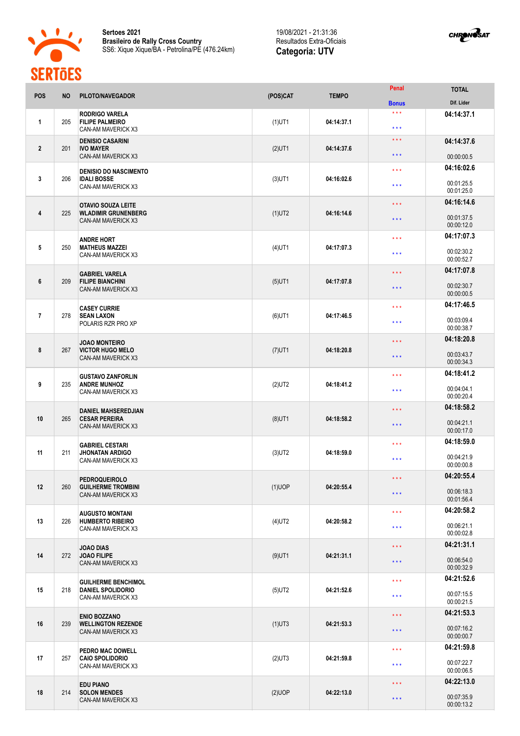**Sertoes 2021**
**Brasileiro de Rally Cross Country**
SS6: Xique Xique/BA - Petrolina/PE (476.24km)

19/08/2021 - 21:31:36
Resultados Extra-Oficiais
**Categoria: UTV**

| POS | NO | PILOTO/NAVEGADOR | (POS)CAT | TEMPO | Penal / Bonus | TOTAL / Dif. Lider |
|---|---|---|---|---|---|---|
| 1 | 205 | RODRIGO VARELA<br>FILIPE PALMEIRO<br>CAN-AM MAVERICK X3 | (1)UT1 | 04:14:37.1 | *** / *** | 04:14:37.1 |
| 2 | 201 | DENISIO CASARINI<br>IVO MAYER<br>CAN-AM MAVERICK X3 | (2)UT1 | 04:14:37.6 | *** / *** | 04:14:37.6<br>00:00:00.5 |
| 3 | 206 | DENISIO DO NASCIMENTO<br>IDALI BOSSE<br>CAN-AM MAVERICK X3 | (3)UT1 | 04:16:02.6 | *** / *** | 04:16:02.6<br>00:01:25.5<br>00:01:25.0 |
| 4 | 225 | OTAVIO SOUZA LEITE<br>WLADIMIR GRUNENBERG<br>CAN-AM MAVERICK X3 | (1)UT2 | 04:16:14.6 | *** / *** | 04:16:14.6<br>00:01:37.5<br>00:00:12.0 |
| 5 | 250 | ANDRE HORT<br>MATHEUS MAZZEI<br>CAN-AM MAVERICK X3 | (4)UT1 | 04:17:07.3 | *** / *** | 04:17:07.3<br>00:02:30.2<br>00:00:52.7 |
| 6 | 209 | GABRIEL VARELA<br>FILIPE BIANCHINI<br>CAN-AM MAVERICK X3 | (5)UT1 | 04:17:07.8 | *** / *** | 04:17:07.8<br>00:02:30.7<br>00:00:00.5 |
| 7 | 278 | CASEY CURRIE<br>SEAN LAXON<br>POLARIS RZR PRO XP | (6)UT1 | 04:17:46.5 | *** / *** | 04:17:46.5<br>00:03:09.4<br>00:00:38.7 |
| 8 | 267 | JOAO MONTEIRO<br>VICTOR HUGO MELO<br>CAN-AM MAVERICK X3 | (7)UT1 | 04:18:20.8 | *** / *** | 04:18:20.8<br>00:03:43.7<br>00:00:34.3 |
| 9 | 235 | GUSTAVO ZANFORLIN<br>ANDRE MUNHOZ<br>CAN-AM MAVERICK X3 | (2)UT2 | 04:18:41.2 | *** / *** | 04:18:41.2<br>00:04:04.1<br>00:00:20.4 |
| 10 | 265 | DANIEL MAHSEREDJIAN<br>CESAR PEREIRA<br>CAN-AM MAVERICK X3 | (8)UT1 | 04:18:58.2 | *** / *** | 04:18:58.2<br>00:04:21.1<br>00:00:17.0 |
| 11 | 211 | GABRIEL CESTARI<br>JHONATAN ARDIGO<br>CAN-AM MAVERICK X3 | (3)UT2 | 04:18:59.0 | *** / *** | 04:18:59.0<br>00:04:21.9<br>00:00:00.8 |
| 12 | 260 | PEDROQUEIROLO<br>GUILHERME TROMBINI<br>CAN-AM MAVERICK X3 | (1)UOP | 04:20:55.4 | *** / *** | 04:20:55.4<br>00:06:18.3<br>00:01:56.4 |
| 13 | 226 | AUGUSTO MONTANI<br>HUMBERTO RIBEIRO<br>CAN-AM MAVERICK X3 | (4)UT2 | 04:20:58.2 | *** / *** | 04:20:58.2<br>00:06:21.1<br>00:00:02.8 |
| 14 | 272 | JOAO DIAS<br>JOAO FILIPE<br>CAN-AM MAVERICK X3 | (9)UT1 | 04:21:31.1 | *** / *** | 04:21:31.1<br>00:06:54.0<br>00:00:32.9 |
| 15 | 218 | GUILHERME BENCHIMOL<br>DANIEL SPOLIDORIO<br>CAN-AM MAVERICK X3 | (5)UT2 | 04:21:52.6 | *** / *** | 04:21:52.6<br>00:07:15.5<br>00:00:21.5 |
| 16 | 239 | ENIO BOZZANO<br>WELLINGTON REZENDE<br>CAN-AM MAVERICK X3 | (1)UT3 | 04:21:53.3 | *** / *** | 04:21:53.3<br>00:07:16.2<br>00:00:00.7 |
| 17 | 257 | PEDRO MAC DOWELL<br>CAIO SPOLIDORIO<br>CAN-AM MAVERICK X3 | (2)UT3 | 04:21:59.8 | *** / *** | 04:21:59.8<br>00:07:22.7<br>00:00:06.5 |
| 18 | 214 | EDU PIANO<br>SOLON MENDES<br>CAN-AM MAVERICK X3 | (2)UOP | 04:22:13.0 | *** / *** | 04:22:13.0<br>00:07:35.9<br>00:00:13.2 |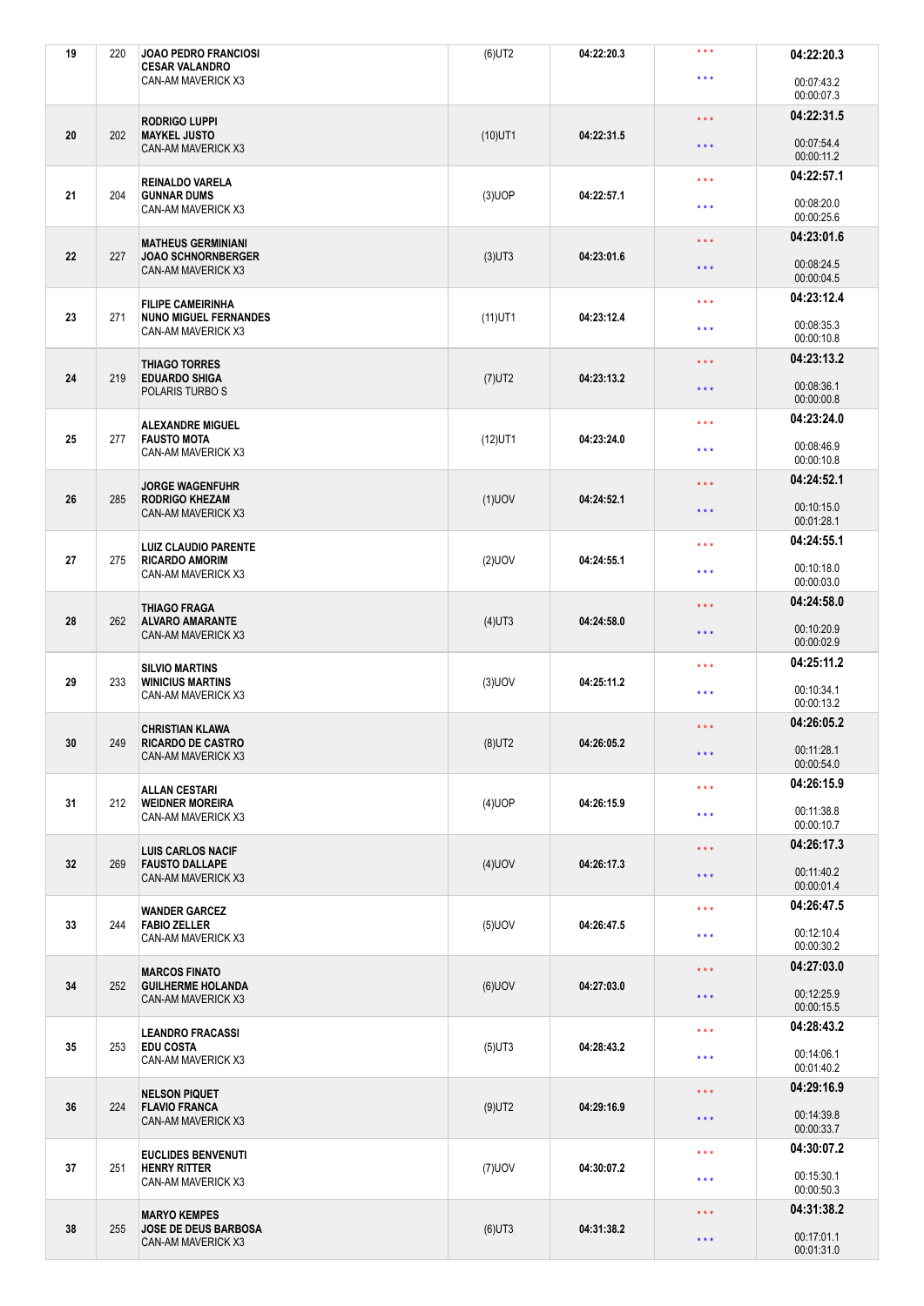| 19 | 220 | JOAO PEDRO FRANCIOSI<br>CESAR VALANDRO<br>CAN-AM MAVERICK X3 | (6)UT2 | 04:22:20.3 | \*\*\*<br>\*\*\* | 04:22:20.3<br>00:07:43.2<br>00:00:07.3 |
|---|---|---|---|---|---|---|
| 20 | 202 | RODRIGO LUPPI<br>MAYKEL JUSTO<br>CAN-AM MAVERICK X3 | (10)UT1 | 04:22:31.5 | \*\*\*<br>\*\*\* | 04:22:31.5<br>00:07:54.4<br>00:00:11.2 |
| 21 | 204 | REINALDO VARELA<br>GUNNAR DUMS<br>CAN-AM MAVERICK X3 | (3)UOP | 04:22:57.1 | \*\*\*<br>\*\*\* | 04:22:57.1<br>00:08:20.0<br>00:00:25.6 |
| 22 | 227 | MATHEUS GERMINIANI<br>JOAO SCHNORNBERGER<br>CAN-AM MAVERICK X3 | (3)UT3 | 04:23:01.6 | \*\*\*<br>\*\*\* | 04:23:01.6<br>00:08:24.5<br>00:00:04.5 |
| 23 | 271 | FILIPE CAMEIRINHA<br>NUNO MIGUEL FERNANDES<br>CAN-AM MAVERICK X3 | (11)UT1 | 04:23:12.4 | \*\*\*<br>\*\*\* | 04:23:12.4<br>00:08:35.3<br>00:00:10.8 |
| 24 | 219 | THIAGO TORRES<br>EDUARDO SHIGA<br>POLARIS TURBO S | (7)UT2 | 04:23:13.2 | \*\*\*<br>\*\*\* | 04:23:13.2<br>00:08:36.1<br>00:00:00.8 |
| 25 | 277 | ALEXANDRE MIGUEL<br>FAUSTO MOTA<br>CAN-AM MAVERICK X3 | (12)UT1 | 04:23:24.0 | \*\*\*<br>\*\*\* | 04:23:24.0<br>00:08:46.9<br>00:00:10.8 |
| 26 | 285 | JORGE WAGENFUHR<br>RODRIGO KHEZAM<br>CAN-AM MAVERICK X3 | (1)UOV | 04:24:52.1 | \*\*\*<br>\*\*\* | 04:24:52.1<br>00:10:15.0<br>00:01:28.1 |
| 27 | 275 | LUIZ CLAUDIO PARENTE<br>RICARDO AMORIM<br>CAN-AM MAVERICK X3 | (2)UOV | 04:24:55.1 | \*\*\*<br>\*\*\* | 04:24:55.1<br>00:10:18.0<br>00:00:03.0 |
| 28 | 262 | THIAGO FRAGA<br>ALVARO AMARANTE<br>CAN-AM MAVERICK X3 | (4)UT3 | 04:24:58.0 | \*\*\*<br>\*\*\* | 04:24:58.0<br>00:10:20.9<br>00:00:02.9 |
| 29 | 233 | SILVIO MARTINS<br>WINICIUS MARTINS<br>CAN-AM MAVERICK X3 | (3)UOV | 04:25:11.2 | \*\*\*<br>\*\*\* | 04:25:11.2<br>00:10:34.1<br>00:00:13.2 |
| 30 | 249 | CHRISTIAN KLAWA<br>RICARDO DE CASTRO<br>CAN-AM MAVERICK X3 | (8)UT2 | 04:26:05.2 | \*\*\*<br>\*\*\* | 04:26:05.2<br>00:11:28.1<br>00:00:54.0 |
| 31 | 212 | ALLAN CESTARI<br>WEIDNER MOREIRA<br>CAN-AM MAVERICK X3 | (4)UOP | 04:26:15.9 | \*\*\*<br>\*\*\* | 04:26:15.9<br>00:11:38.8<br>00:00:10.7 |
| 32 | 269 | LUIS CARLOS NACIF<br>FAUSTO DALLAPE<br>CAN-AM MAVERICK X3 | (4)UOV | 04:26:17.3 | \*\*\*<br>\*\*\* | 04:26:17.3<br>00:11:40.2<br>00:00:01.4 |
| 33 | 244 | WANDER GARCEZ<br>FABIO ZELLER<br>CAN-AM MAVERICK X3 | (5)UOV | 04:26:47.5 | \*\*\*<br>\*\*\* | 04:26:47.5<br>00:12:10.4<br>00:00:30.2 |
| 34 | 252 | MARCOS FINATO<br>GUILHERME HOLANDA<br>CAN-AM MAVERICK X3 | (6)UOV | 04:27:03.0 | \*\*\*<br>\*\*\* | 04:27:03.0<br>00:12:25.9<br>00:00:15.5 |
| 35 | 253 | LEANDRO FRACASSI<br>EDU COSTA<br>CAN-AM MAVERICK X3 | (5)UT3 | 04:28:43.2 | \*\*\*<br>\*\*\* | 04:28:43.2<br>00:14:06.1<br>00:01:40.2 |
| 36 | 224 | NELSON PIQUET<br>FLAVIO FRANCA<br>CAN-AM MAVERICK X3 | (9)UT2 | 04:29:16.9 | \*\*\*<br>\*\*\* | 04:29:16.9<br>00:14:39.8<br>00:00:33.7 |
| 37 | 251 | EUCLIDES BENVENUTI<br>HENRY RITTER<br>CAN-AM MAVERICK X3 | (7)UOV | 04:30:07.2 | \*\*\*<br>\*\*\* | 04:30:07.2<br>00:15:30.1<br>00:00:50.3 |
| 38 | 255 | MARYO KEMPES<br>JOSE DE DEUS BARBOSA<br>CAN-AM MAVERICK X3 | (6)UT3 | 04:31:38.2 | \*\*\*<br>\*\*\* | 04:31:38.2<br>00:17:01.1<br>00:01:31.0 |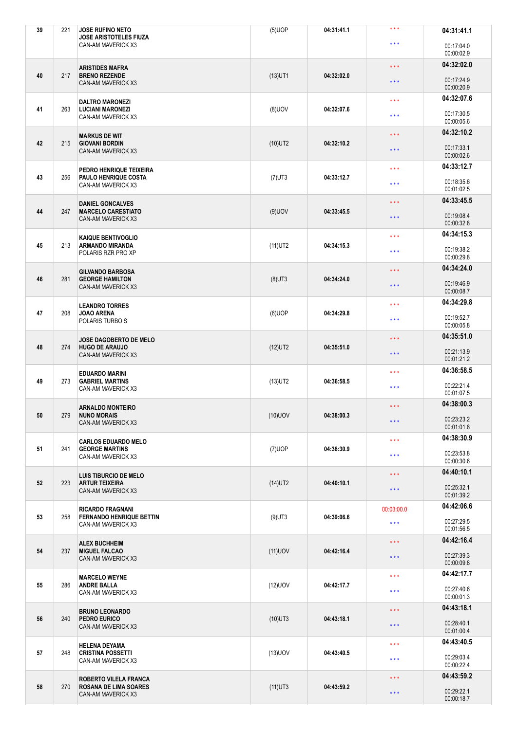| 39 | 221 | JOSE RUFINO NETO<br>JOSE ARISTOTELES FIUZA<br>CAN-AM MAVERICK X3 | (5)UOP | 04:31:41.1 | * * *<br>* * * | 04:31:41.1<br>00:17:04.0<br>00:00:02.9 |
|---|---|---|---|---|---|---|
| 40 | 217 | ARISTIDES MAFRA<br>BRENO REZENDE<br>CAN-AM MAVERICK X3 | (13)UT1 | 04:32:02.0 | * * *<br>* * * | 04:32:02.0<br>00:17:24.9<br>00:00:20.9 |
| 41 | 263 | DALTRO MARONEZI<br>LUCIANI MARONEZI<br>CAN-AM MAVERICK X3 | (8)UOV | 04:32:07.6 | * * *<br>* * * | 04:32:07.6<br>00:17:30.5<br>00:00:05.6 |
| 42 | 215 | MARKUS DE WIT<br>GIOVANI BORDIN<br>CAN-AM MAVERICK X3 | (10)UT2 | 04:32:10.2 | * * *<br>* * * | 04:32:10.2<br>00:17:33.1<br>00:00:02.6 |
| 43 | 256 | PEDRO HENRIQUE TEIXEIRA<br>PAULO HENRIQUE COSTA<br>CAN-AM MAVERICK X3 | (7)UT3 | 04:33:12.7 | * * *<br>* * * | 04:33:12.7<br>00:18:35.6<br>00:01:02.5 |
| 44 | 247 | DANIEL GONCALVES<br>MARCELO CARESTIATO<br>CAN-AM MAVERICK X3 | (9)UOV | 04:33:45.5 | * * *<br>* * * | 04:33:45.5<br>00:19:08.4<br>00:00:32.8 |
| 45 | 213 | KAIQUE BENTIVOGLIO<br>ARMANDO MIRANDA<br>POLARIS RZR PRO XP | (11)UT2 | 04:34:15.3 | * * *<br>* * * | 04:34:15.3<br>00:19:38.2<br>00:00:29.8 |
| 46 | 281 | GILVANDO BARBOSA<br>GEORGE HAMILTON<br>CAN-AM MAVERICK X3 | (8)UT3 | 04:34:24.0 | * * *<br>* * * | 04:34:24.0<br>00:19:46.9<br>00:00:08.7 |
| 47 | 208 | LEANDRO TORRES<br>JOAO ARENA<br>POLARIS TURBO S | (6)UOP | 04:34:29.8 | * * *<br>* * * | 04:34:29.8<br>00:19:52.7<br>00:00:05.8 |
| 48 | 274 | JOSE DAGOBERTO DE MELO<br>HUGO DE ARAUJO<br>CAN-AM MAVERICK X3 | (12)UT2 | 04:35:51.0 | * * *<br>* * * | 04:35:51.0<br>00:21:13.9<br>00:01:21.2 |
| 49 | 273 | EDUARDO MARINI<br>GABRIEL MARTINS<br>CAN-AM MAVERICK X3 | (13)UT2 | 04:36:58.5 | * * *<br>* * * | 04:36:58.5<br>00:22:21.4<br>00:01:07.5 |
| 50 | 279 | ARNALDO MONTEIRO<br>NUNO MORAIS<br>CAN-AM MAVERICK X3 | (10)UOV | 04:38:00.3 | * * *<br>* * * | 04:38:00.3<br>00:23:23.2<br>00:01:01.8 |
| 51 | 241 | CARLOS EDUARDO MELO<br>GEORGE MARTINS<br>CAN-AM MAVERICK X3 | (7)UOP | 04:38:30.9 | * * *<br>* * * | 04:38:30.9<br>00:23:53.8<br>00:00:30.6 |
| 52 | 223 | LUIS TIBURCIO DE MELO<br>ARTUR TEIXEIRA<br>CAN-AM MAVERICK X3 | (14)UT2 | 04:40:10.1 | * * *<br>* * * | 04:40:10.1<br>00:25:32.1<br>00:01:39.2 |
| 53 | 258 | RICARDO FRAGNANI<br>FERNANDO HENRIQUE BETTIN<br>CAN-AM MAVERICK X3 | (9)UT3 | 04:39:06.6 | 00:03:00.0<br>* * * | 04:42:06.6<br>00:27:29.5<br>00:01:56.5 |
| 54 | 237 | ALEX BUCHHEIM<br>MIGUEL FALCAO<br>CAN-AM MAVERICK X3 | (11)UOV | 04:42:16.4 | * * *<br>* * * | 04:42:16.4<br>00:27:39.3<br>00:00:09.8 |
| 55 | 286 | MARCELO WEYNE<br>ANDRE BALLA<br>CAN-AM MAVERICK X3 | (12)UOV | 04:42:17.7 | * * *<br>* * * | 04:42:17.7<br>00:27:40.6<br>00:00:01.3 |
| 56 | 240 | BRUNO LEONARDO<br>PEDRO EURICO<br>CAN-AM MAVERICK X3 | (10)UT3 | 04:43:18.1 | * * *<br>* * * | 04:43:18.1<br>00:28:40.1<br>00:01:00.4 |
| 57 | 248 | HELENA DEYAMA<br>CRISTINA POSSETTI<br>CAN-AM MAVERICK X3 | (13)UOV | 04:43:40.5 | * * *<br>* * * | 04:43:40.5<br>00:29:03.4<br>00:00:22.4 |
| 58 | 270 | ROBERTO VILELA FRANCA<br>ROSANA DE LIMA SOARES<br>CAN-AM MAVERICK X3 | (11)UT3 | 04:43:59.2 | * * *<br>* * * | 04:43:59.2<br>00:29:22.1<br>00:00:18.7 |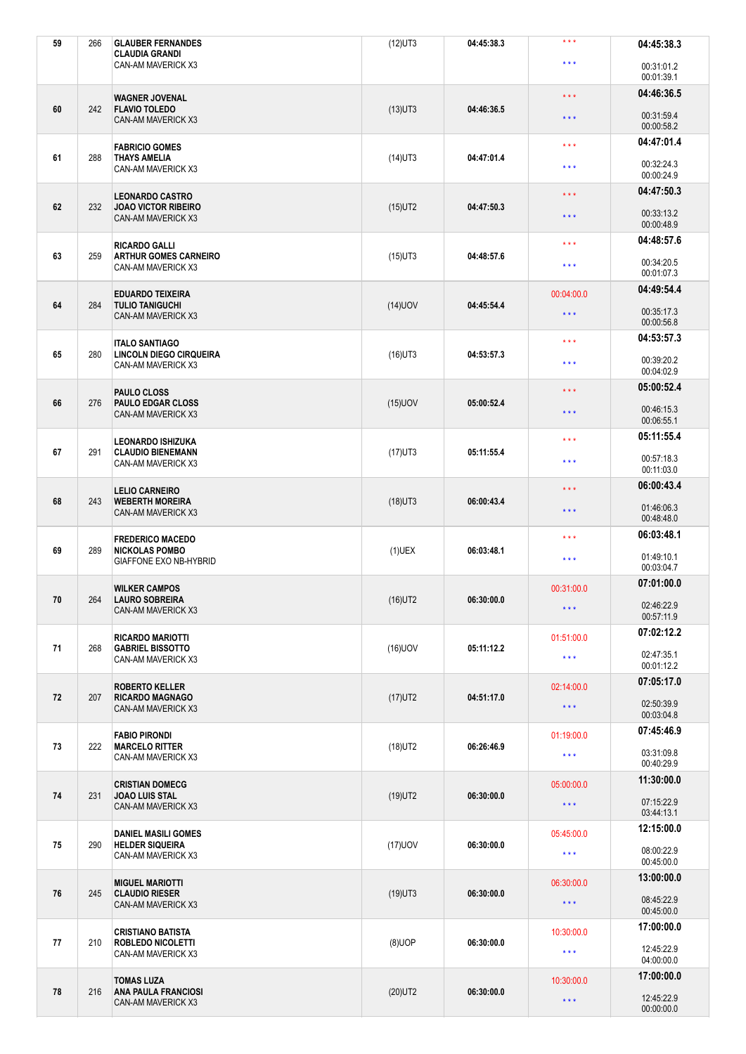| | | | | | | |
|---|---|---|---|---|---|---|
| 59 | 266 | **GLAUBER FERNANDES**<br>**CLAUDIA GRANDI**<br>CAN-AM MAVERICK X3 | (12)UT3 | 04:45:38.3 | * * *<br>* * * | **04:45:38.3**<br>00:31:01.2<br>00:01:39.1 |
| 60 | 242 | **WAGNER JOVENAL**<br>**FLAVIO TOLEDO**<br>CAN-AM MAVERICK X3 | (13)UT3 | 04:46:36.5 | * * *<br>* * * | **04:46:36.5**<br>00:31:59.4<br>00:00:58.2 |
| 61 | 288 | **FABRICIO GOMES**<br>**THAYS AMELIA**<br>CAN-AM MAVERICK X3 | (14)UT3 | 04:47:01.4 | * * *<br>* * * | **04:47:01.4**<br>00:32:24.3<br>00:00:24.9 |
| 62 | 232 | **LEONARDO CASTRO**<br>**JOAO VICTOR RIBEIRO**<br>CAN-AM MAVERICK X3 | (15)UT2 | 04:47:50.3 | * * *<br>* * * | **04:47:50.3**<br>00:33:13.2<br>00:00:48.9 |
| 63 | 259 | **RICARDO GALLI**<br>**ARTHUR GOMES CARNEIRO**<br>CAN-AM MAVERICK X3 | (15)UT3 | 04:48:57.6 | * * *<br>* * * | **04:48:57.6**<br>00:34:20.5<br>00:01:07.3 |
| 64 | 284 | **EDUARDO TEIXEIRA**<br>**TULIO TANIGUCHI**<br>CAN-AM MAVERICK X3 | (14)UOV | 04:45:54.4 | 00:04:00.0<br>* * * | **04:49:54.4**<br>00:35:17.3<br>00:00:56.8 |
| 65 | 280 | **ITALO SANTIAGO**<br>**LINCOLN DIEGO CIRQUEIRA**<br>CAN-AM MAVERICK X3 | (16)UT3 | 04:53:57.3 | * * *<br>* * * | **04:53:57.3**<br>00:39:20.2<br>00:04:02.9 |
| 66 | 276 | **PAULO CLOSS**<br>**PAULO EDGAR CLOSS**<br>CAN-AM MAVERICK X3 | (15)UOV | 05:00:52.4 | * * *<br>* * * | **05:00:52.4**<br>00:46:15.3<br>00:06:55.1 |
| 67 | 291 | **LEONARDO ISHIZUKA**<br>**CLAUDIO BIENEMANN**<br>CAN-AM MAVERICK X3 | (17)UT3 | 05:11:55.4 | * * *<br>* * * | **05:11:55.4**<br>00:57:18.3<br>00:11:03.0 |
| 68 | 243 | **LELIO CARNEIRO**<br>**WEBERTH MOREIRA**<br>CAN-AM MAVERICK X3 | (18)UT3 | 06:00:43.4 | * * *<br>* * * | **06:00:43.4**<br>01:46:06.3<br>00:48:48.0 |
| 69 | 289 | **FREDERICO MACEDO**<br>**NICKOLAS POMBO**<br>GIAFFONE EXO NB-HYBRID | (1)UEX | 06:03:48.1 | * * *<br>* * * | **06:03:48.1**<br>01:49:10.1<br>00:03:04.7 |
| 70 | 264 | **WILKER CAMPOS**<br>**LAURO SOBREIRA**<br>CAN-AM MAVERICK X3 | (16)UT2 | 06:30:00.0 | 00:31:00.0<br>* * * | **07:01:00.0**<br>02:46:22.9<br>00:57:11.9 |
| 71 | 268 | **RICARDO MARIOTTI**<br>**GABRIEL BISSOTTO**<br>CAN-AM MAVERICK X3 | (16)UOV | 05:11:12.2 | 01:51:00.0<br>* * * | **07:02:12.2**<br>02:47:35.1<br>00:01:12.2 |
| 72 | 207 | **ROBERTO KELLER**<br>**RICARDO MAGNAGO**<br>CAN-AM MAVERICK X3 | (17)UT2 | 04:51:17.0 | 02:14:00.0<br>* * * | **07:05:17.0**<br>02:50:39.9<br>00:03:04.8 |
| 73 | 222 | **FABIO PIRONDI**<br>**MARCELO RITTER**<br>CAN-AM MAVERICK X3 | (18)UT2 | 06:26:46.9 | 01:19:00.0<br>* * * | **07:45:46.9**<br>03:31:09.8<br>00:40:29.9 |
| 74 | 231 | **CRISTIAN DOMECG**<br>**JOAO LUIS STAL**<br>CAN-AM MAVERICK X3 | (19)UT2 | 06:30:00.0 | 05:00:00.0<br>* * * | **11:30:00.0**<br>07:15:22.9<br>03:44:13.1 |
| 75 | 290 | **DANIEL MASILI GOMES**<br>**HELDER SIQUEIRA**<br>CAN-AM MAVERICK X3 | (17)UOV | 06:30:00.0 | 05:45:00.0<br>* * * | **12:15:00.0**<br>08:00:22.9<br>00:45:00.0 |
| 76 | 245 | **MIGUEL MARIOTTI**<br>**CLAUDIO RIESER**<br>CAN-AM MAVERICK X3 | (19)UT3 | 06:30:00.0 | 06:30:00.0<br>* * * | **13:00:00.0**<br>08:45:22.9<br>00:45:00.0 |
| 77 | 210 | **CRISTIANO BATISTA**<br>**ROBLEDO NICOLETTI**<br>CAN-AM MAVERICK X3 | (8)UOP | 06:30:00.0 | 10:30:00.0<br>* * * | **17:00:00.0**<br>12:45:22.9<br>04:00:00.0 |
| 78 | 216 | **TOMAS LUZA**<br>**ANA PAULA FRANCIOSI**<br>CAN-AM MAVERICK X3 | (20)UT2 | 06:30:00.0 | 10:30:00.0<br>* * * | **17:00:00.0**<br>12:45:22.9<br>00:00:00.0 |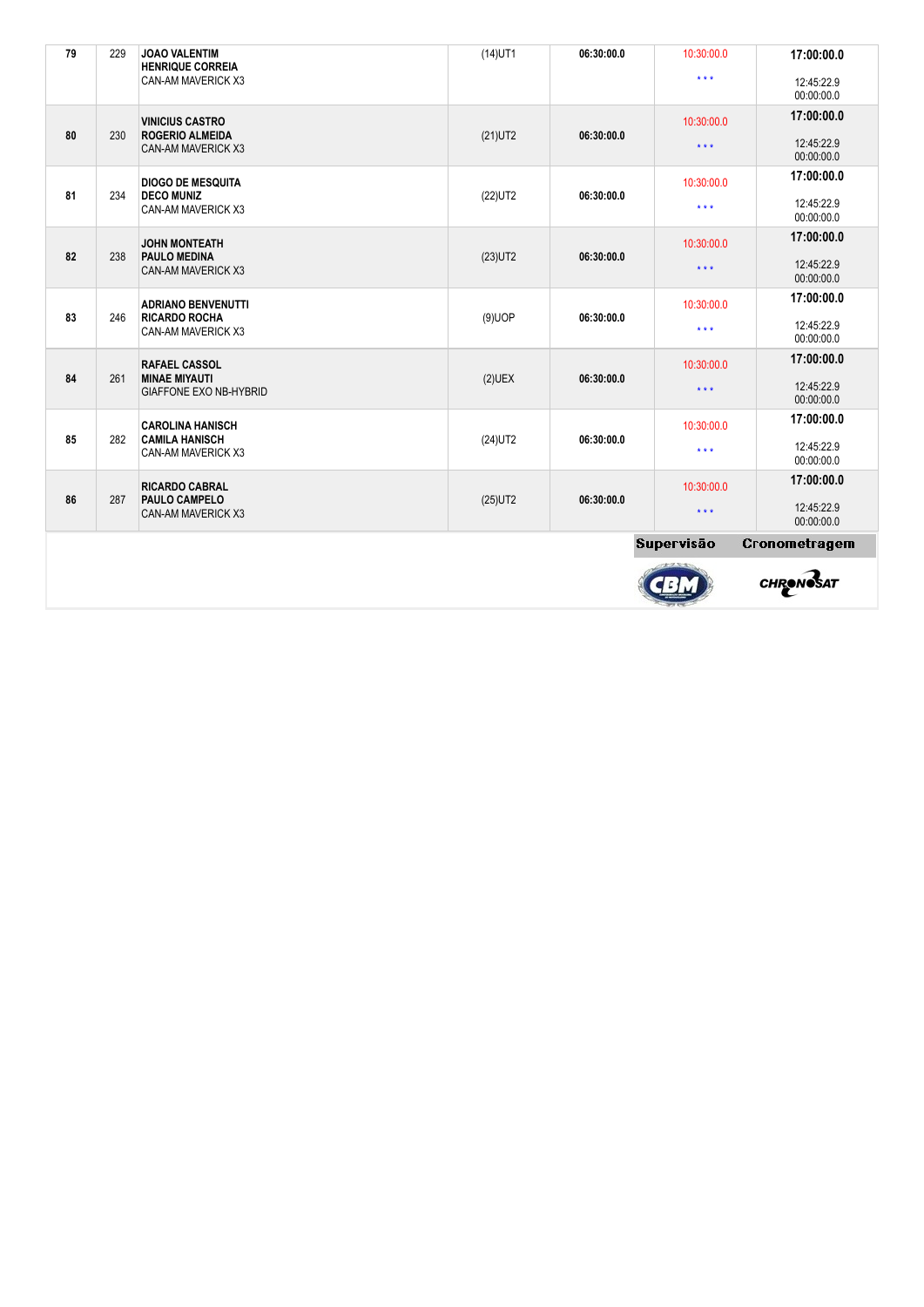| | | | | | | |
|---|---|---|---|---|---|---|
| 79 | 229 | **JOAO VALENTIM**<br>**HENRIQUE CORREIA**<br>CAN-AM MAVERICK X3 | (14)UT1 | **06:30:00.0** | 10:30:00.0<br>* * * | **17:00:00.0**<br>12:45:22.9<br>00:00:00.0 |
| 80 | 230 | **VINICIUS CASTRO**<br>**ROGERIO ALMEIDA**<br>CAN-AM MAVERICK X3 | (21)UT2 | **06:30:00.0** | 10:30:00.0<br>* * * | **17:00:00.0**<br>12:45:22.9<br>00:00:00.0 |
| 81 | 234 | **DIOGO DE MESQUITA**<br>**DECO MUNIZ**<br>CAN-AM MAVERICK X3 | (22)UT2 | **06:30:00.0** | 10:30:00.0<br>* * * | **17:00:00.0**<br>12:45:22.9<br>00:00:00.0 |
| 82 | 238 | **JOHN MONTEATH**<br>**PAULO MEDINA**<br>CAN-AM MAVERICK X3 | (23)UT2 | **06:30:00.0** | 10:30:00.0<br>* * * | **17:00:00.0**<br>12:45:22.9<br>00:00:00.0 |
| 83 | 246 | **ADRIANO BENVENUTTI**<br>**RICARDO ROCHA**<br>CAN-AM MAVERICK X3 | (9)UOP | **06:30:00.0** | 10:30:00.0<br>* * * | **17:00:00.0**<br>12:45:22.9<br>00:00:00.0 |
| 84 | 261 | **RAFAEL CASSOL**<br>**MINAE MIYAUTI**<br>GIAFFONE EXO NB-HYBRID | (2)UEX | **06:30:00.0** | 10:30:00.0<br>* * * | **17:00:00.0**<br>12:45:22.9<br>00:00:00.0 |
| 85 | 282 | **CAROLINA HANISCH**<br>**CAMILA HANISCH**<br>CAN-AM MAVERICK X3 | (24)UT2 | **06:30:00.0** | 10:30:00.0<br>* * * | **17:00:00.0**<br>12:45:22.9<br>00:00:00.0 |
| 86 | 287 | **RICARDO CABRAL**<br>**PAULO CAMPELO**<br>CAN-AM MAVERICK X3 | (25)UT2 | **06:30:00.0** | 10:30:00.0<br>* * * | **17:00:00.0**<br>12:45:22.9<br>00:00:00.0 |

**Supervisão** — CBM

**Cronometragem** — CHRONOSAT